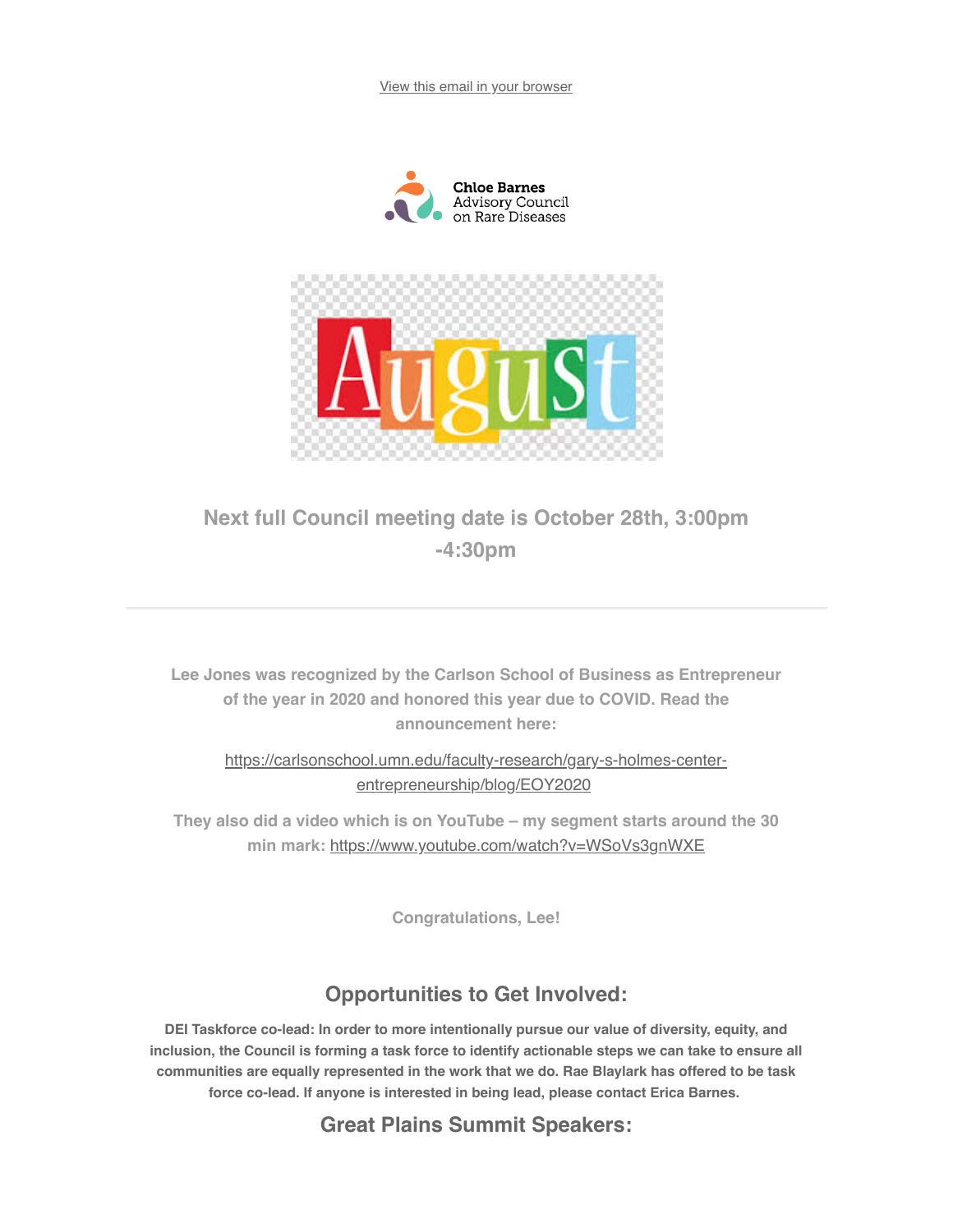View this email in your browser

Chloe Barnes Advisory Council on Rare Diseases

August

## Next full Council meeting date is October 28th, 3:00pm -4:30pm

---

**Lee Jones was recognized by the Carlson School of Business as Entrepreneur of the year in 2020 and honored this year due to COVID. Read the announcement here:**

https://carlsonschool.umn.edu/faculty-research/gary-s-holmes-center-entrepreneurship/blog/EOY2020

**They also did a video which is on YouTube – my segment starts around the 30 min mark:** https://www.youtube.com/watch?v=WSoVs3gnWXE

**Congratulations, Lee!**

## Opportunities to Get Involved:

**DEI Taskforce co-lead: In order to more intentionally pursue our value of diversity, equity, and inclusion, the Council is forming a task force to identify actionable steps we can take to ensure all communities are equally represented in the work that we do. Rae Blaylark has offered to be task force co-lead. If anyone is interested in being lead, please contact Erica Barnes.**

## Great Plains Summit Speakers: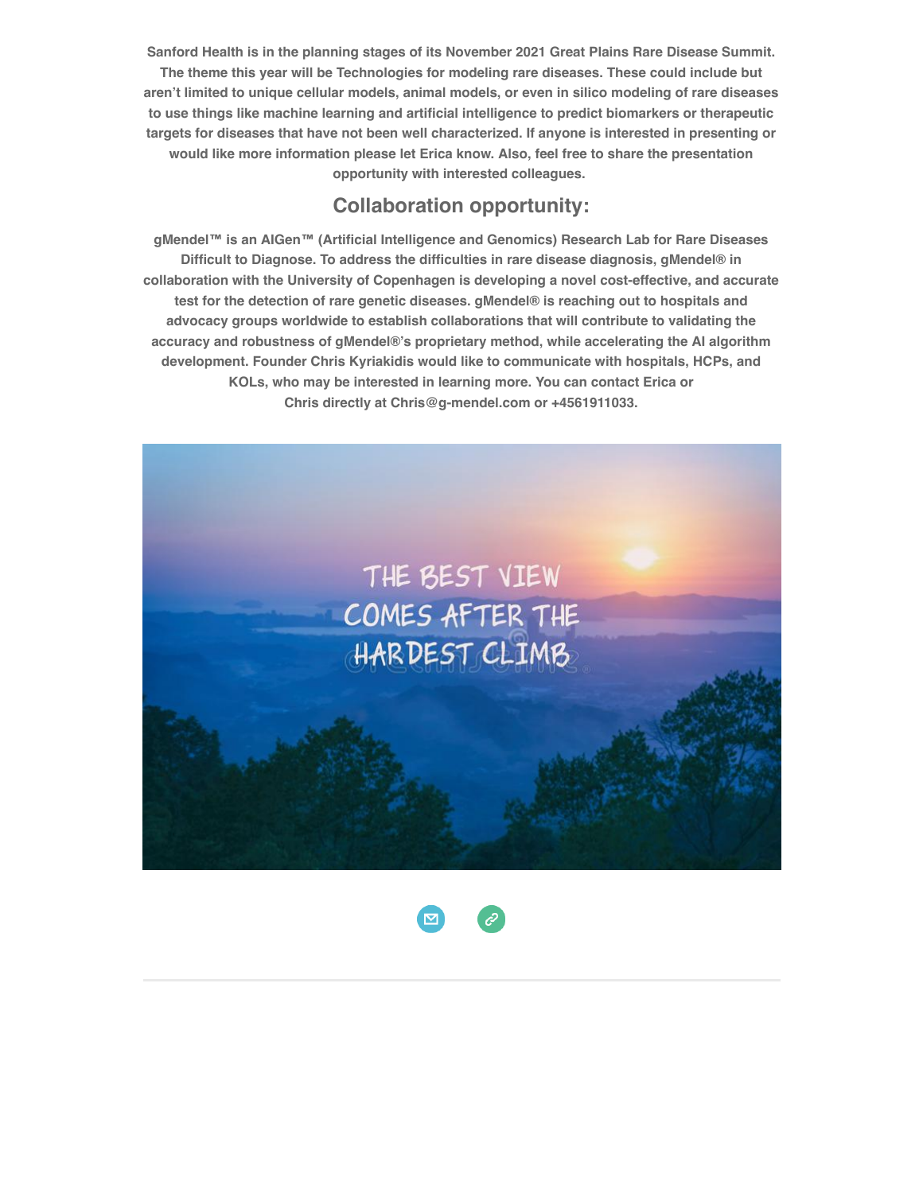**Sanford Health is in the planning stages of its November 2021 Great Plains Rare Disease Summit. The theme this year will be Technologies for modeling rare diseases. These could include but aren't limited to unique cellular models, animal models, or even in silico modeling of rare diseases to use things like machine learning and artificial intelligence to predict biomarkers or therapeutic targets for diseases that have not been well characterized. If anyone is interested in presenting or would like more information please let Erica know. Also, feel free to share the presentation opportunity with interested colleagues.**

## Collaboration opportunity:

**gMendel™ is an AIGen™ (Artificial Intelligence and Genomics) Research Lab for Rare Diseases Difficult to Diagnose. To address the difficulties in rare disease diagnosis, gMendel® in collaboration with the University of Copenhagen is developing a novel cost-effective, and accurate test for the detection of rare genetic diseases. gMendel® is reaching out to hospitals and advocacy groups worldwide to establish collaborations that will contribute to validating the accuracy and robustness of gMendel®'s proprietary method, while accelerating the AI algorithm development. Founder Chris Kyriakidis would like to communicate with hospitals, HCPs, and KOLs, who may be interested in learning more. You can contact Erica or Chris directly at Chris@g-mendel.com or +4561911033.**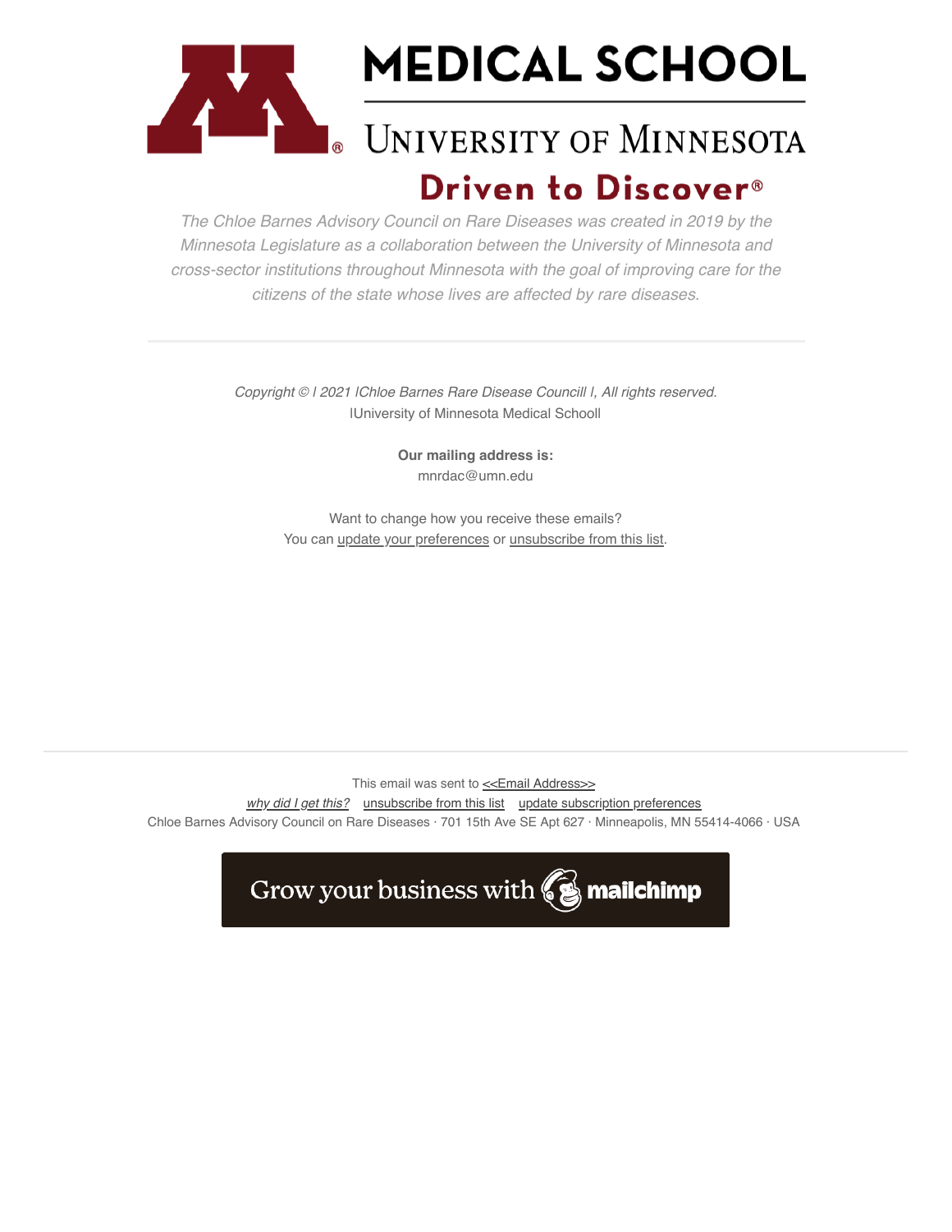# MEDICAL SCHOOL

University of Minnesota

**Driven to Discover®**

*The Chloe Barnes Advisory Council on Rare Diseases was created in 2019 by the Minnesota Legislature as a collaboration between the University of Minnesota and cross-sector institutions throughout Minnesota with the goal of improving care for the citizens of the state whose lives are affected by rare diseases.*

---

*Copyright © | 2021 |Chloe Barnes Rare Disease Councill |, All rights reserved.*
|University of Minnesota Medical Schooll

**Our mailing address is:**
mnrdac@umn.edu

Want to change how you receive these emails?
You can update your preferences or unsubscribe from this list.

---

This email was sent to <<Email Address>>
*why did I get this?* unsubscribe from this list update subscription preferences
Chloe Barnes Advisory Council on Rare Diseases · 701 15th Ave SE Apt 627 · Minneapolis, MN 55414-4066 · USA

Grow your business with mailchimp